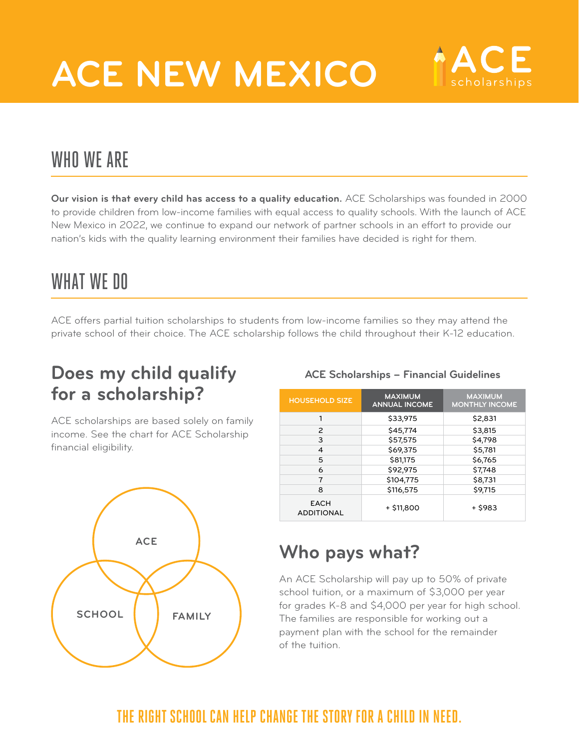# ACE NEW MEXICO

ACE scholarships

## WHO WE ARE

**Our vision is that every child has access to a quality education.** ACE Scholarships was founded in 2000 to provide children from low-income families with equal access to quality schools. With the launch of ACE New Mexico in 2022, we continue to expand our network of partner schools in an effort to provide our nation's kids with the quality learning environment their families have decided is right for them.

## WHAT WE DO

ACE offers partial tuition scholarships to students from low-income families so they may attend the private school of their choice. The ACE scholarship follows the child throughout their K-12 education.

### Does my child qualify for a scholarship?

ACE scholarships are based solely on family income. See the chart for ACE Scholarship financial eligibility.

ACE

SCHOOL

FAMILY

**ACE Scholarships – Financial Guidelines**

| HOUSEHOLD SIZE | MAXIMUM ANNUAL INCOME | MAXIMUM MONTHLY INCOME |
|---|---|---|
| 1 | $33,975 | $2,831 |
| 2 | $45,774 | $3,815 |
| 3 | $57,575 | $4,798 |
| 4 | $69,375 | $5,781 |
| 5 | $81,175 | $6,765 |
| 6 | $92,975 | $7,748 |
| 7 | $104,775 | $8,731 |
| 8 | $116,575 | $9,715 |
| EACH ADDITIONAL | + $11,800 | + $983 |

### Who pays what?

An ACE Scholarship will pay up to 50% of private school tuition, or a maximum of $3,000 per year for grades K-8 and $4,000 per year for high school. The families are responsible for working out a payment plan with the school for the remainder of the tuition.

**THE RIGHT SCHOOL CAN HELP CHANGE THE STORY FOR A CHILD IN NEED.**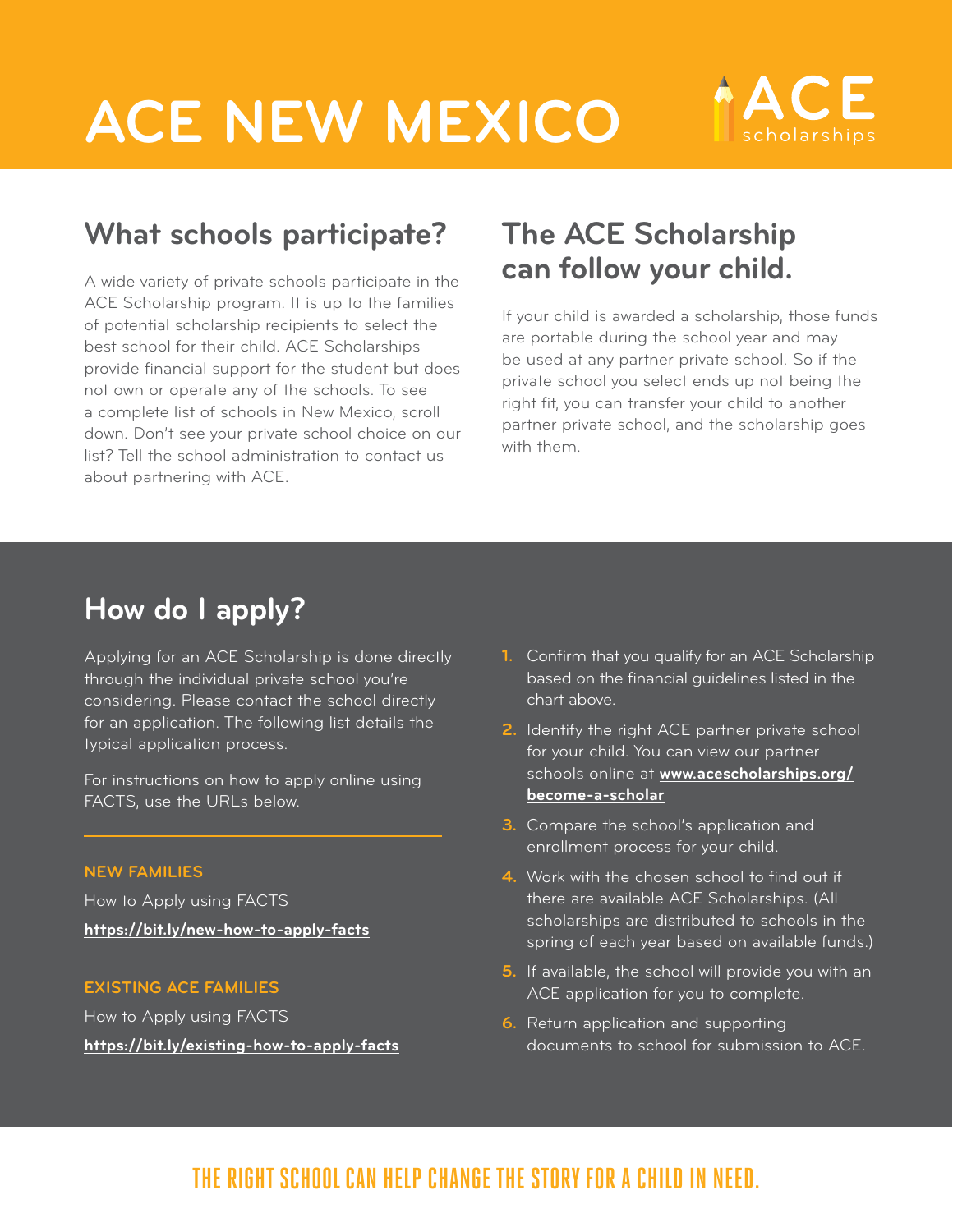# ACE NEW MEXICO

ACE scholarships

## What schools participate?

A wide variety of private schools participate in the ACE Scholarship program. It is up to the families of potential scholarship recipients to select the best school for their child. ACE Scholarships provide financial support for the student but does not own or operate any of the schools. To see a complete list of schools in New Mexico, scroll down. Don't see your private school choice on our list? Tell the school administration to contact us about partnering with ACE.

## The ACE Scholarship can follow your child.

If your child is awarded a scholarship, those funds are portable during the school year and may be used at any partner private school. So if the private school you select ends up not being the right fit, you can transfer your child to another partner private school, and the scholarship goes with them.

## How do I apply?

Applying for an ACE Scholarship is done directly through the individual private school you're considering. Please contact the school directly for an application. The following list details the typical application process.

For instructions on how to apply online using FACTS, use the URLs below.

**NEW FAMILIES**

How to Apply using FACTS

**https://bit.ly/new-how-to-apply-facts**

**EXISTING ACE FAMILIES**

How to Apply using FACTS

**https://bit.ly/existing-how-to-apply-facts**

1. Confirm that you qualify for an ACE Scholarship based on the financial guidelines listed in the chart above.
2. Identify the right ACE partner private school for your child. You can view our partner schools online at **www.acescholarships.org/become-a-scholar**
3. Compare the school's application and enrollment process for your child.
4. Work with the chosen school to find out if there are available ACE Scholarships. (All scholarships are distributed to schools in the spring of each year based on available funds.)
5. If available, the school will provide you with an ACE application for you to complete.
6. Return application and supporting documents to school for submission to ACE.

**THE RIGHT SCHOOL CAN HELP CHANGE THE STORY FOR A CHILD IN NEED.**